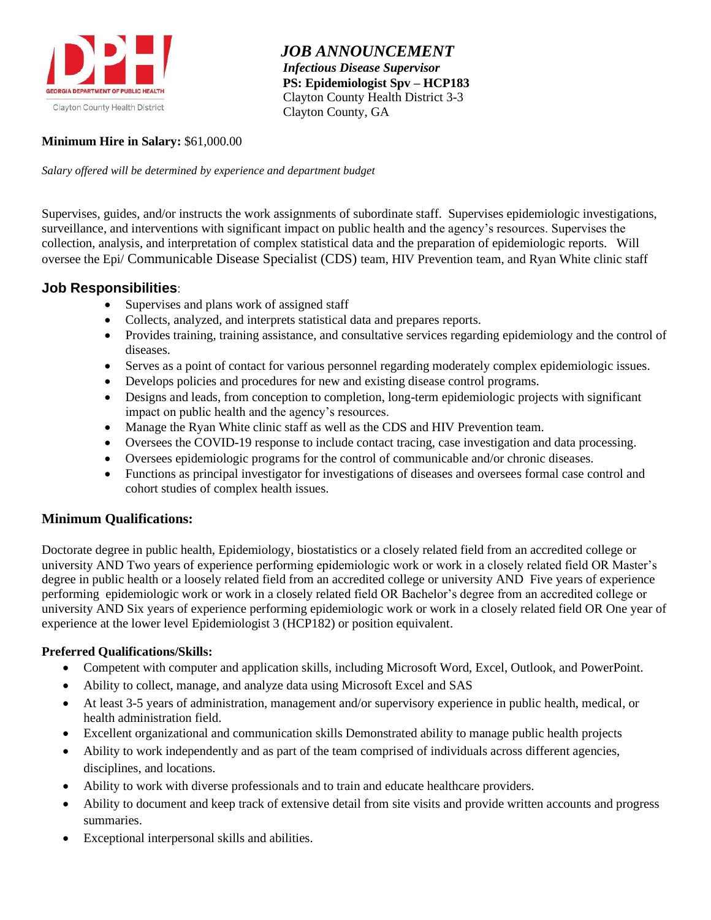# *JOB ANNOUNCEMENT*

***Infectious Disease Supervisor***
**PS: Epidemiologist Spv – HCP183**
Clayton County Health District 3-3
Clayton County, GA

**Minimum Hire in Salary:** $61,000.00

*Salary offered will be determined by experience and department budget*

Supervises, guides, and/or instructs the work assignments of subordinate staff. Supervises epidemiologic investigations, surveillance, and interventions with significant impact on public health and the agency's resources. Supervises the collection, analysis, and interpretation of complex statistical data and the preparation of epidemiologic reports. Will oversee the Epi/ Communicable Disease Specialist (CDS) team, HIV Prevention team, and Ryan White clinic staff

## Job Responsibilities:

- Supervises and plans work of assigned staff
- Collects, analyzed, and interprets statistical data and prepares reports.
- Provides training, training assistance, and consultative services regarding epidemiology and the control of diseases.
- Serves as a point of contact for various personnel regarding moderately complex epidemiologic issues.
- Develops policies and procedures for new and existing disease control programs.
- Designs and leads, from conception to completion, long-term epidemiologic projects with significant impact on public health and the agency's resources.
- Manage the Ryan White clinic staff as well as the CDS and HIV Prevention team.
- Oversees the COVID-19 response to include contact tracing, case investigation and data processing.
- Oversees epidemiologic programs for the control of communicable and/or chronic diseases.
- Functions as principal investigator for investigations of diseases and oversees formal case control and cohort studies of complex health issues.

## Minimum Qualifications:

Doctorate degree in public health, Epidemiology, biostatistics or a closely related field from an accredited college or university AND Two years of experience performing epidemiologic work or work in a closely related field OR Master's degree in public health or a loosely related field from an accredited college or university AND Five years of experience performing epidemiologic work or work in a closely related field OR Bachelor's degree from an accredited college or university AND Six years of experience performing epidemiologic work or work in a closely related field OR One year of experience at the lower level Epidemiologist 3 (HCP182) or position equivalent.

### Preferred Qualifications/Skills:

- Competent with computer and application skills, including Microsoft Word, Excel, Outlook, and PowerPoint.
- Ability to collect, manage, and analyze data using Microsoft Excel and SAS
- At least 3-5 years of administration, management and/or supervisory experience in public health, medical, or health administration field.
- Excellent organizational and communication skills Demonstrated ability to manage public health projects
- Ability to work independently and as part of the team comprised of individuals across different agencies, disciplines, and locations.
- Ability to work with diverse professionals and to train and educate healthcare providers.
- Ability to document and keep track of extensive detail from site visits and provide written accounts and progress summaries.
- Exceptional interpersonal skills and abilities.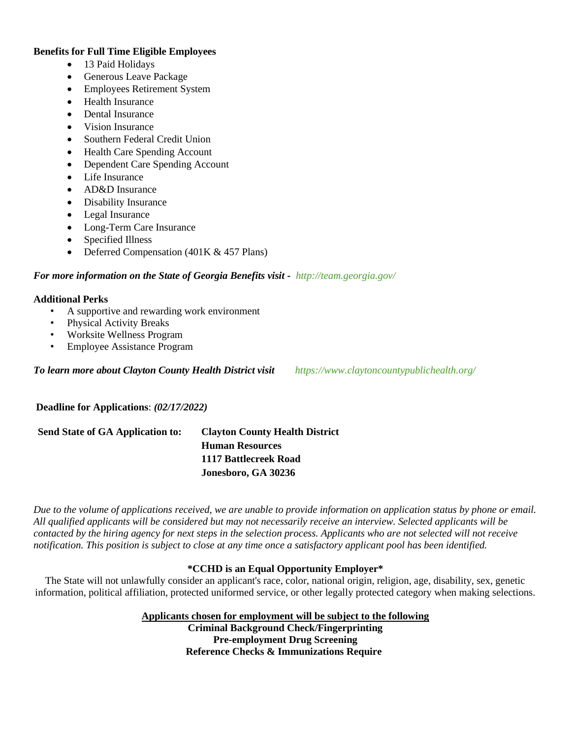**Benefits for Full Time Eligible Employees**

- 13 Paid Holidays
- Generous Leave Package
- Employees Retirement System
- Health Insurance
- Dental Insurance
- Vision Insurance
- Southern Federal Credit Union
- Health Care Spending Account
- Dependent Care Spending Account
- Life Insurance
- AD&D Insurance
- Disability Insurance
- Legal Insurance
- Long-Term Care Insurance
- Specified Illness
- Deferred Compensation (401K & 457 Plans)

***For more information on the State of Georgia Benefits visit -*** *http://team.georgia.gov/*

**Additional Perks**

- A supportive and rewarding work environment
- Physical Activity Breaks
- Worksite Wellness Program
- Employee Assistance Program

***To learn more about Clayton County Health District visit*** *https://www.claytoncountypublichealth.org/*

**Deadline for Applications**: ***(02/17/2022)***

**Send State of GA Application to:** **Clayton County Health District**
**Human Resources**
**1117 Battlecreek Road**
**Jonesboro, GA 30236**

*Due to the volume of applications received, we are unable to provide information on application status by phone or email. All qualified applicants will be considered but may not necessarily receive an interview. Selected applicants will be contacted by the hiring agency for next steps in the selection process. Applicants who are not selected will not receive notification. This position is subject to close at any time once a satisfactory applicant pool has been identified.*

**\*CCHD is an Equal Opportunity Employer\***

The State will not unlawfully consider an applicant's race, color, national origin, religion, age, disability, sex, genetic information, political affiliation, protected uniformed service, or other legally protected category when making selections.

**<u>Applicants chosen for employment will be subject to the following</u>**
**Criminal Background Check/Fingerprinting**
**Pre-employment Drug Screening**
**Reference Checks & Immunizations Require**